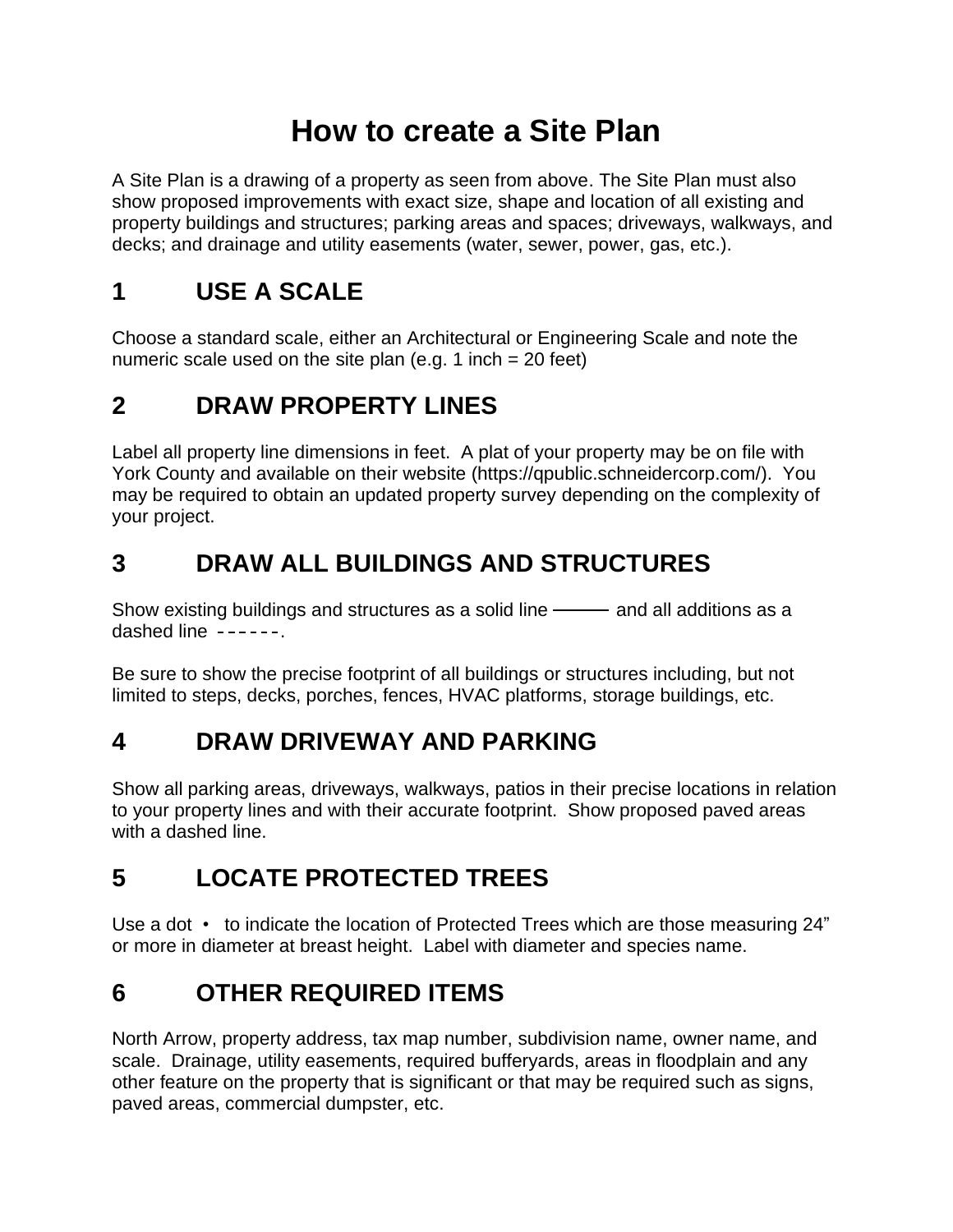# How to create a Site Plan

A Site Plan is a drawing of a property as seen from above. The Site Plan must also show proposed improvements with exact size, shape and location of all existing and property buildings and structures; parking areas and spaces; driveways, walkways, and decks; and drainage and utility easements (water, sewer, power, gas, etc.).

## 1 USE A SCALE

Choose a standard scale, either an Architectural or Engineering Scale and note the numeric scale used on the site plan (e.g. 1 inch = 20 feet)

## 2 DRAW PROPERTY LINES

Label all property line dimensions in feet. A plat of your property may be on file with York County and available on their website (https://qpublic.schneidercorp.com/). You may be required to obtain an updated property survey depending on the complexity of your project.

## 3 DRAW ALL BUILDINGS AND STRUCTURES

Show existing buildings and structures as a solid line ——— and all additions as a dashed line - - - - - -.

Be sure to show the precise footprint of all buildings or structures including, but not limited to steps, decks, porches, fences, HVAC platforms, storage buildings, etc.

## 4 DRAW DRIVEWAY AND PARKING

Show all parking areas, driveways, walkways, patios in their precise locations in relation to your property lines and with their accurate footprint. Show proposed paved areas with a dashed line.

## 5 LOCATE PROTECTED TREES

Use a dot • to indicate the location of Protected Trees which are those measuring 24" or more in diameter at breast height. Label with diameter and species name.

## 6 OTHER REQUIRED ITEMS

North Arrow, property address, tax map number, subdivision name, owner name, and scale. Drainage, utility easements, required bufferyards, areas in floodplain and any other feature on the property that is significant or that may be required such as signs, paved areas, commercial dumpster, etc.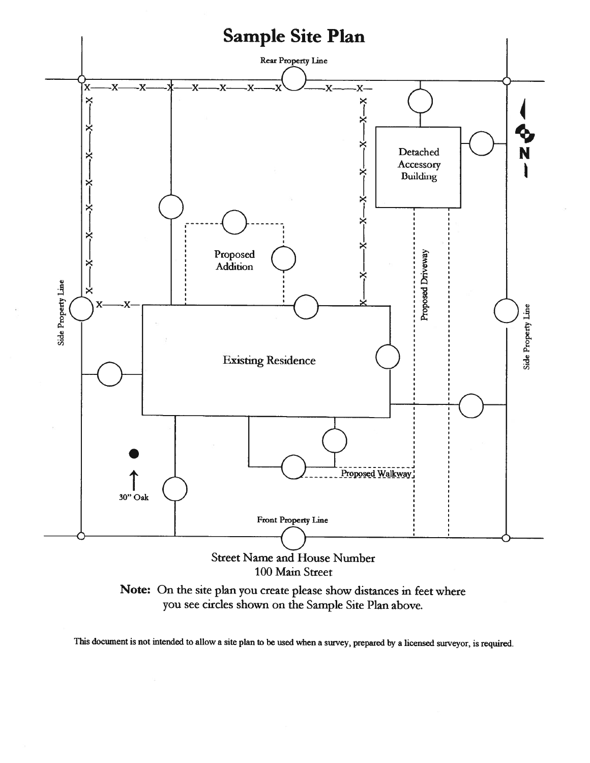# Sample Site Plan

Rear Property Line

Detached Accessory Building

Proposed Addition

Side Property Line

Existing Residence

Proposed Driveway

Side Property Line

N

30" Oak

Proposed Walkway

Front Property Line

Street Name and House Number
100 Main Street

**Note:** On the site plan you create please show distances in feet where you see circles shown on the Sample Site Plan above.

This document is not intended to allow a site plan to be used when a survey, prepared by a licensed surveyor, is required.